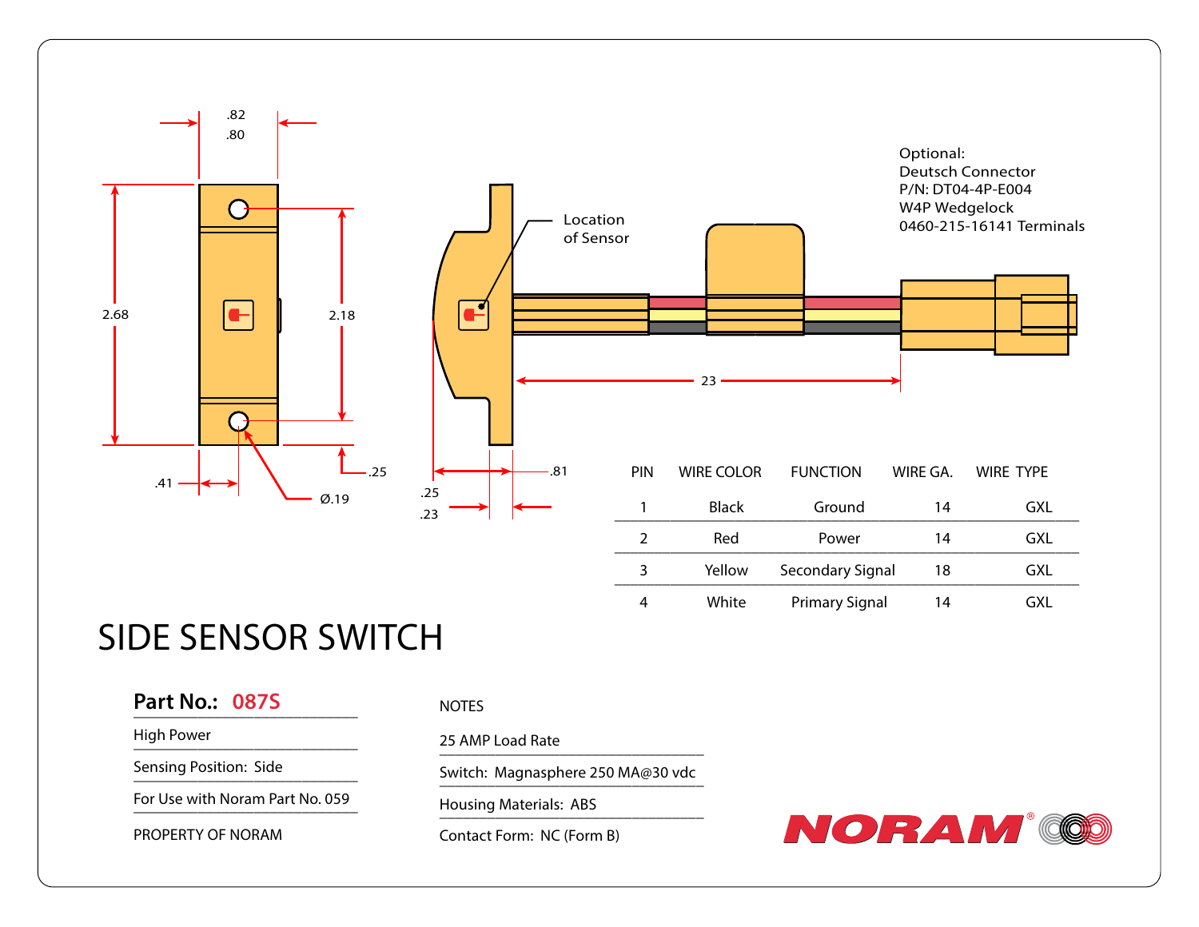Optional:
Deutsch Connector
P/N: DT04-4P-E004
W4P Wedgelock
0460-215-16141 Terminals

Location of Sensor

.82
.80
2.68
2.18
.25
.41
Ø.19
23
.81
.25
.23

| PIN | WIRE COLOR | FUNCTION | WIRE GA. | WIRE TYPE |
|---|---|---|---|---|
| 1 | Black | Ground | 14 | GXL |
| 2 | Red | Power | 14 | GXL |
| 3 | Yellow | Secondary Signal | 18 | GXL |
| 4 | White | Primary Signal | 14 | GXL |

# SIDE SENSOR SWITCH

**Part No.: 087S**

High Power

Sensing Position: Side

For Use with Noram Part No. 059

PROPERTY OF NORAM

NOTES

25 AMP Load Rate

Switch: Magnasphere 250 MA@30 vdc

Housing Materials: ABS

Contact Form: NC (Form B)

NORAM®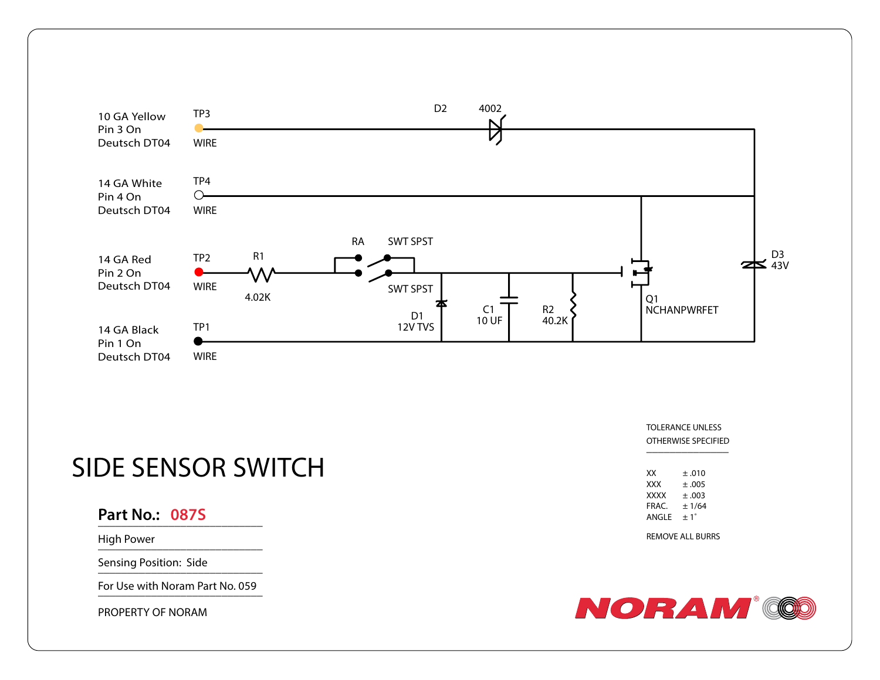10 GA Yellow
Pin 3 On
Deutsch DT04

TP3
WIRE

D2
4002

14 GA White
Pin 4 On
Deutsch DT04

TP4
WIRE

RA
SWT SPST

14 GA Red
Pin 2 On
Deutsch DT04

TP2
WIRE

R1
4.02K

SWT SPST

D1
12V TVS

C1
10 UF

R2
40.2K

Q1
NCHANPWRFET

D3
43V

14 GA Black
Pin 1 On
Deutsch DT04

TP1
WIRE

TOLERANCE UNLESS
OTHERWISE SPECIFIED

| | |
|---|---|
| XX | ± .010 |
| XXX | ± .005 |
| XXXX | ± .003 |
| FRAC. | ± 1/64 |
| ANGLE | ± 1˚ |

REMOVE ALL BURRS

# SIDE SENSOR SWITCH

**Part No.: 087S**

High Power

Sensing Position: Side

For Use with Noram Part No. 059

PROPERTY OF NORAM

NORAM®